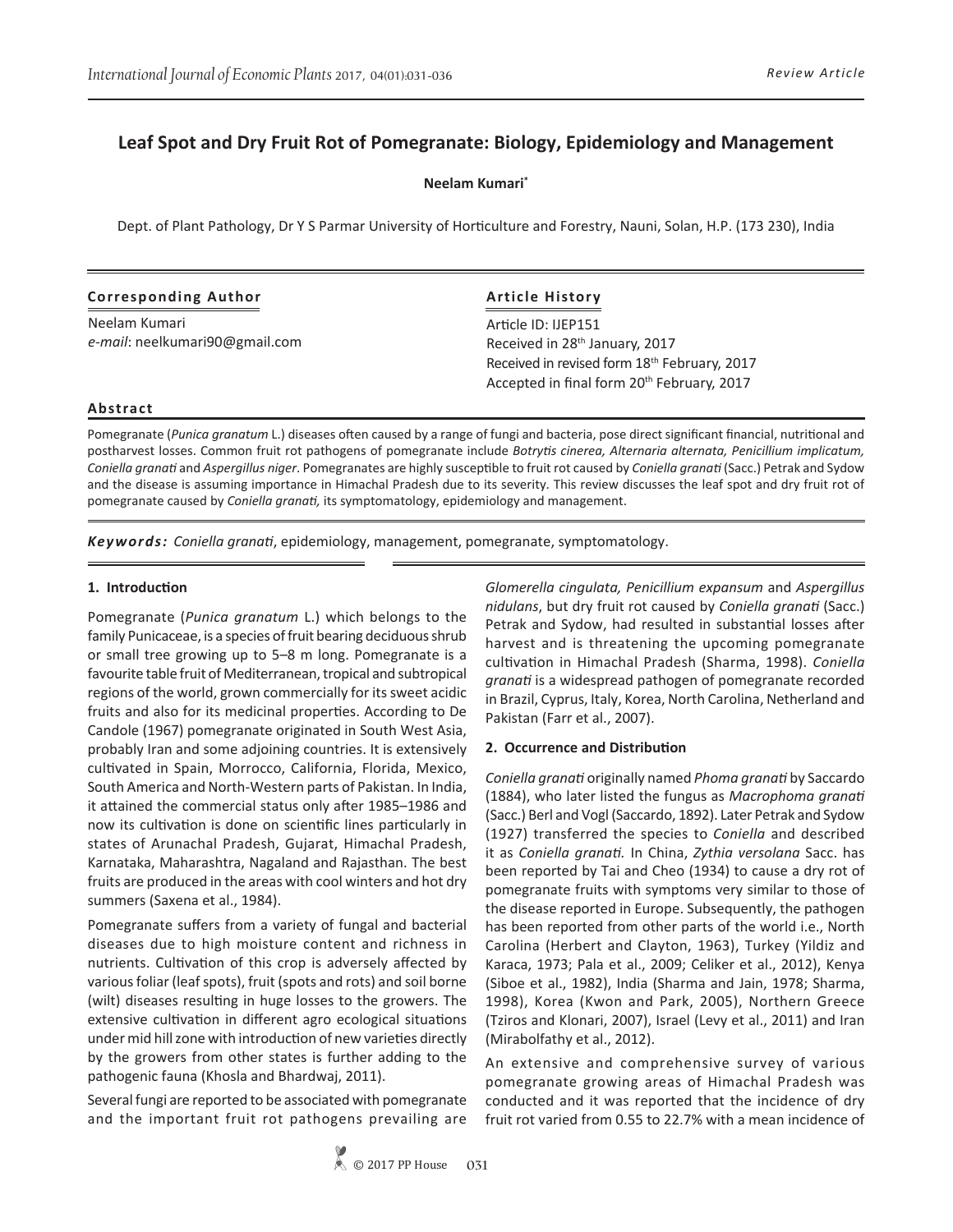Review Article

# Leaf Spot and Dry Fruit Rot of Pomegranate: Biology, Epidemiology and Management

**Neelam Kumari***

Dept. of Plant Pathology, Dr Y S Parmar University of Horticulture and Forestry, Nauni, Solan, H.P. (173 230), India

**Corresponding Author**

Neelam Kumari
*e-mail*: neelkumari90@gmail.com

**Article History**

Article ID: IJEP151
Received in 28th January, 2017
Received in revised form 18th February, 2017
Accepted in final form 20th February, 2017

**Abstract**

Pomegranate (*Punica granatum* L.) diseases often caused by a range of fungi and bacteria, pose direct significant financial, nutritional and postharvest losses. Common fruit rot pathogens of pomegranate include *Botrytis cinerea, Alternaria alternata, Penicillium implicatum, Coniella granati* and *Aspergillus niger*. Pomegranates are highly susceptible to fruit rot caused by *Coniella granati* (Sacc.) Petrak and Sydow and the disease is assuming importance in Himachal Pradesh due to its severity. This review discusses the leaf spot and dry fruit rot of pomegranate caused by *Coniella granati,* its symptomatology, epidemiology and management.

***Keywords:*** *Coniella granati*, epidemiology, management, pomegranate, symptomatology.

## 1. Introduction

Pomegranate (*Punica granatum* L.) which belongs to the family Punicaceae, is a species of fruit bearing deciduous shrub or small tree growing up to 5–8 m long. Pomegranate is a favourite table fruit of Mediterranean, tropical and subtropical regions of the world, grown commercially for its sweet acidic fruits and also for its medicinal properties. According to De Candole (1967) pomegranate originated in South West Asia, probably Iran and some adjoining countries. It is extensively cultivated in Spain, Morrocco, California, Florida, Mexico, South America and North-Western parts of Pakistan. In India, it attained the commercial status only after 1985–1986 and now its cultivation is done on scientific lines particularly in states of Arunachal Pradesh, Gujarat, Himachal Pradesh, Karnataka, Maharashtra, Nagaland and Rajasthan. The best fruits are produced in the areas with cool winters and hot dry summers (Saxena et al., 1984).

Pomegranate suffers from a variety of fungal and bacterial diseases due to high moisture content and richness in nutrients. Cultivation of this crop is adversely affected by various foliar (leaf spots), fruit (spots and rots) and soil borne (wilt) diseases resulting in huge losses to the growers. The extensive cultivation in different agro ecological situations under mid hill zone with introduction of new varieties directly by the growers from other states is further adding to the pathogenic fauna (Khosla and Bhardwaj, 2011).

Several fungi are reported to be associated with pomegranate and the important fruit rot pathogens prevailing are *Glomerella cingulata, Penicillium expansum* and *Aspergillus nidulans*, but dry fruit rot caused by *Coniella granati* (Sacc.) Petrak and Sydow, had resulted in substantial losses after harvest and is threatening the upcoming pomegranate cultivation in Himachal Pradesh (Sharma, 1998). *Coniella granati* is a widespread pathogen of pomegranate recorded in Brazil, Cyprus, Italy, Korea, North Carolina, Netherland and Pakistan (Farr et al., 2007).

## 2. Occurrence and Distribution

*Coniella granati* originally named *Phoma granati* by Saccardo (1884), who later listed the fungus as *Macrophoma granati* (Sacc.) Berl and Vogl (Saccardo, 1892). Later Petrak and Sydow (1927) transferred the species to *Coniella* and described it as *Coniella granati.* In China, *Zythia versolana* Sacc. has been reported by Tai and Cheo (1934) to cause a dry rot of pomegranate fruits with symptoms very similar to those of the disease reported in Europe. Subsequently, the pathogen has been reported from other parts of the world i.e., North Carolina (Herbert and Clayton, 1963), Turkey (Yildiz and Karaca, 1973; Pala et al., 2009; Celiker et al., 2012), Kenya (Siboe et al., 1982), India (Sharma and Jain, 1978; Sharma, 1998), Korea (Kwon and Park, 2005), Northern Greece (Tziros and Klonari, 2007), Israel (Levy et al., 2011) and Iran (Mirabolfathy et al., 2012).

An extensive and comprehensive survey of various pomegranate growing areas of Himachal Pradesh was conducted and it was reported that the incidence of dry fruit rot varied from 0.55 to 22.7% with a mean incidence of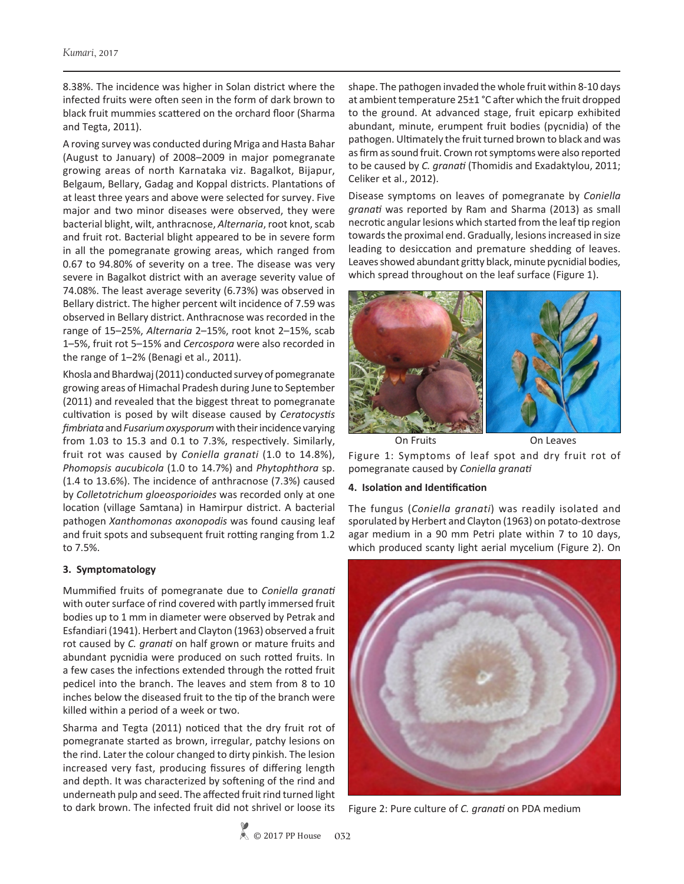8.38%. The incidence was higher in Solan district where the infected fruits were often seen in the form of dark brown to black fruit mummies scattered on the orchard floor (Sharma and Tegta, 2011).

A roving survey was conducted during Mriga and Hasta Bahar (August to January) of 2008–2009 in major pomegranate growing areas of north Karnataka viz. Bagalkot, Bijapur, Belgaum, Bellary, Gadag and Koppal districts. Plantations of at least three years and above were selected for survey. Five major and two minor diseases were observed, they were bacterial blight, wilt, anthracnose, *Alternaria*, root knot, scab and fruit rot. Bacterial blight appeared to be in severe form in all the pomegranate growing areas, which ranged from 0.67 to 94.80% of severity on a tree. The disease was very severe in Bagalkot district with an average severity value of 74.08%. The least average severity (6.73%) was observed in Bellary district. The higher percent wilt incidence of 7.59 was observed in Bellary district. Anthracnose was recorded in the range of 15–25%, *Alternaria* 2–15%, root knot 2–15%, scab 1–5%, fruit rot 5–15% and *Cercospora* were also recorded in the range of 1–2% (Benagi et al., 2011).

Khosla and Bhardwaj (2011) conducted survey of pomegranate growing areas of Himachal Pradesh during June to September (2011) and revealed that the biggest threat to pomegranate cultivation is posed by wilt disease caused by *Ceratocystis fimbriata* and *Fusarium oxysporum* with their incidence varying from 1.03 to 15.3 and 0.1 to 7.3%, respectively. Similarly, fruit rot was caused by *Coniella granati* (1.0 to 14.8%), *Phomopsis aucubicola* (1.0 to 14.7%) and *Phytophthora* sp. (1.4 to 13.6%). The incidence of anthracnose (7.3%) caused by *Colletotrichum gloeosporioides* was recorded only at one location (village Samtana) in Hamirpur district. A bacterial pathogen *Xanthomonas axonopodis* was found causing leaf and fruit spots and subsequent fruit rotting ranging from 1.2 to 7.5%.

## 3. Symptomatology

Mummified fruits of pomegranate due to *Coniella granati* with outer surface of rind covered with partly immersed fruit bodies up to 1 mm in diameter were observed by Petrak and Esfandiari (1941). Herbert and Clayton (1963) observed a fruit rot caused by *C. granati* on half grown or mature fruits and abundant pycnidia were produced on such rotted fruits. In a few cases the infections extended through the rotted fruit pedicel into the branch. The leaves and stem from 8 to 10 inches below the diseased fruit to the tip of the branch were killed within a period of a week or two.

Sharma and Tegta (2011) noticed that the dry fruit rot of pomegranate started as brown, irregular, patchy lesions on the rind. Later the colour changed to dirty pinkish. The lesion increased very fast, producing fissures of differing length and depth. It was characterized by softening of the rind and underneath pulp and seed. The affected fruit rind turned light to dark brown. The infected fruit did not shrivel or loose its shape. The pathogen invaded the whole fruit within 8-10 days at ambient temperature 25±1 °C after which the fruit dropped to the ground. At advanced stage, fruit epicarp exhibited abundant, minute, erumpent fruit bodies (pycnidia) of the pathogen. Ultimately the fruit turned brown to black and was as firm as sound fruit. Crown rot symptoms were also reported to be caused by *C. granati* (Thomidis and Exadaktylou, 2011; Celiker et al., 2012).

Disease symptoms on leaves of pomegranate by *Coniella granati* was reported by Ram and Sharma (2013) as small necrotic angular lesions which started from the leaf tip region towards the proximal end. Gradually, lesions increased in size leading to desiccation and premature shedding of leaves. Leaves showed abundant gritty black, minute pycnidial bodies, which spread throughout on the leaf surface (Figure 1).

On Fruits On Leaves

Figure 1: Symptoms of leaf spot and dry fruit rot of pomegranate caused by *Coniella granati*

## 4. Isolation and Identification

The fungus (*Coniella granati*) was readily isolated and sporulated by Herbert and Clayton (1963) on potato-dextrose agar medium in a 90 mm Petri plate within 7 to 10 days, which produced scanty light aerial mycelium (Figure 2). On

Figure 2: Pure culture of *C. granati* on PDA medium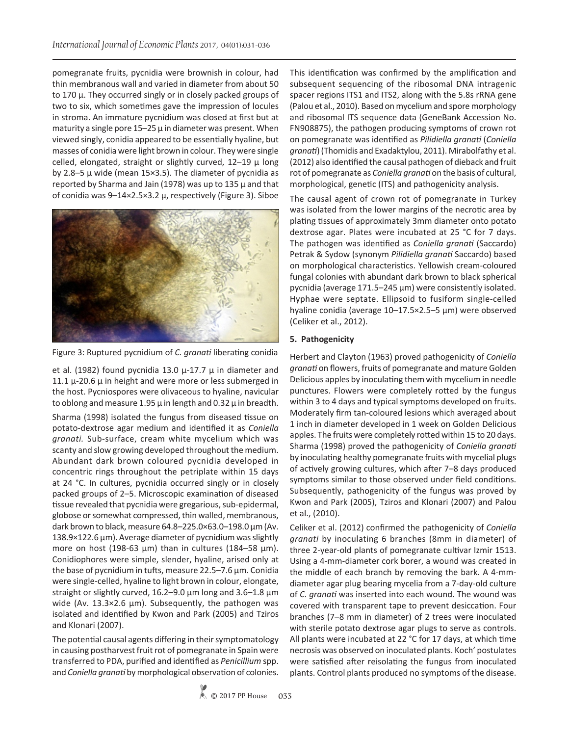pomegranate fruits, pycnidia were brownish in colour, had thin membranous wall and varied in diameter from about 50 to 170 μ. They occurred singly or in closely packed groups of two to six, which sometimes gave the impression of locules in stroma. An immature pycnidium was closed at first but at maturity a single pore 15–25 μ in diameter was present. When viewed singly, conidia appeared to be essentially hyaline, but masses of conidia were light brown in colour. They were single celled, elongated, straight or slightly curved, 12–19 μ long by 2.8–5 μ wide (mean 15×3.5). The diameter of pycnidia as reported by Sharma and Jain (1978) was up to 135 μ and that of conidia was 9–14×2.5×3.2 μ, respectively (Figure 3). Siboe et al. (1982) found pycnidia 13.0 μ-17.7 μ in diameter and 11.1 μ-20.6 μ in height and were more or less submerged in the host. Pycniospores were olivaceous to hyaline, navicular to oblong and measure 1.95 μ in length and 0.32 μ in breadth.

Figure 3: Ruptured pycnidium of *C. granati* liberating conidia

Sharma (1998) isolated the fungus from diseased tissue on potato-dextrose agar medium and identified it as *Coniella granati*. Sub-surface, cream white mycelium which was scanty and slow growing developed throughout the medium. Abundant dark brown coloured pycnidia developed in concentric rings throughout the petriplate within 15 days at 24 °C. In cultures, pycnidia occurred singly or in closely packed groups of 2–5. Microscopic examination of diseased tissue revealed that pycnidia were gregarious, sub-epidermal, globose or somewhat compressed, thin walled, membranous, dark brown to black, measure 64.8–225.0×63.0–198.0 µm (Av. 138.9×122.6 µm). Average diameter of pycnidium was slightly more on host (198-63 µm) than in cultures (184–58 µm). Conidiophores were simple, slender, hyaline, arised only at the base of pycnidium in tufts, measure 22.5–7.6 µm. Conidia were single-celled, hyaline to light brown in colour, elongate, straight or slightly curved, 16.2–9.0 µm long and 3.6–1.8 µm wide (Av. 13.3×2.6 µm). Subsequently, the pathogen was isolated and identified by Kwon and Park (2005) and Tziros and Klonari (2007).

The potential causal agents differing in their symptomatology in causing postharvest fruit rot of pomegranate in Spain were transferred to PDA, purified and identified as *Penicillium* spp. and *Coniella granati* by morphological observation of colonies. This identification was confirmed by the amplification and subsequent sequencing of the ribosomal DNA intragenic spacer regions ITS1 and ITS2, along with the 5.8s rRNA gene (Palou et al., 2010). Based on mycelium and spore morphology and ribosomal ITS sequence data (GeneBank Accession No. FN908875), the pathogen producing symptoms of crown rot on pomegranate was identified as *Pilidiella granati* (*Coniella granati*) (Thomidis and Exadaktylou, 2011). Mirabolfathy et al. (2012) also identified the causal pathogen of dieback and fruit rot of pomegranate as *Coniella granati* on the basis of cultural, morphological, genetic (ITS) and pathogenicity analysis.

The causal agent of crown rot of pomegranate in Turkey was isolated from the lower margins of the necrotic area by plating tissues of approximately 3mm diameter onto potato dextrose agar. Plates were incubated at 25 °C for 7 days. The pathogen was identified as *Coniella granati* (Saccardo) Petrak & Sydow (synonym *Pilidiella granati* Saccardo) based on morphological characteristics. Yellowish cream-coloured fungal colonies with abundant dark brown to black spherical pycnidia (average 171.5–245 µm) were consistently isolated. Hyphae were septate. Ellipsoid to fusiform single-celled hyaline conidia (average 10–17.5×2.5–5 µm) were observed (Celiker et al., 2012).

## 5. Pathogenicity

Herbert and Clayton (1963) proved pathogenicity of *Coniella granati* on flowers, fruits of pomegranate and mature Golden Delicious apples by inoculating them with mycelium in needle punctures. Flowers were completely rotted by the fungus within 3 to 4 days and typical symptoms developed on fruits. Moderately firm tan-coloured lesions which averaged about 1 inch in diameter developed in 1 week on Golden Delicious apples. The fruits were completely rotted within 15 to 20 days. Sharma (1998) proved the pathogenicity of *Coniella granati* by inoculating healthy pomegranate fruits with mycelial plugs of actively growing cultures, which after 7–8 days produced symptoms similar to those observed under field conditions. Subsequently, pathogenicity of the fungus was proved by Kwon and Park (2005), Tziros and Klonari (2007) and Palou et al., (2010).

Celiker et al. (2012) confirmed the pathogenicity of *Coniella granati* by inoculating 6 branches (8mm in diameter) of three 2-year-old plants of pomegranate cultivar Izmir 1513. Using a 4-mm-diameter cork borer, a wound was created in the middle of each branch by removing the bark. A 4-mm-diameter agar plug bearing mycelia from a 7-day-old culture of *C. granati* was inserted into each wound. The wound was covered with transparent tape to prevent desiccation. Four branches (7–8 mm in diameter) of 2 trees were inoculated with sterile potato dextrose agar plugs to serve as controls. All plants were incubated at 22 °C for 17 days, at which time necrosis was observed on inoculated plants. Koch' postulates were satisfied after reisolating the fungus from inoculated plants. Control plants produced no symptoms of the disease.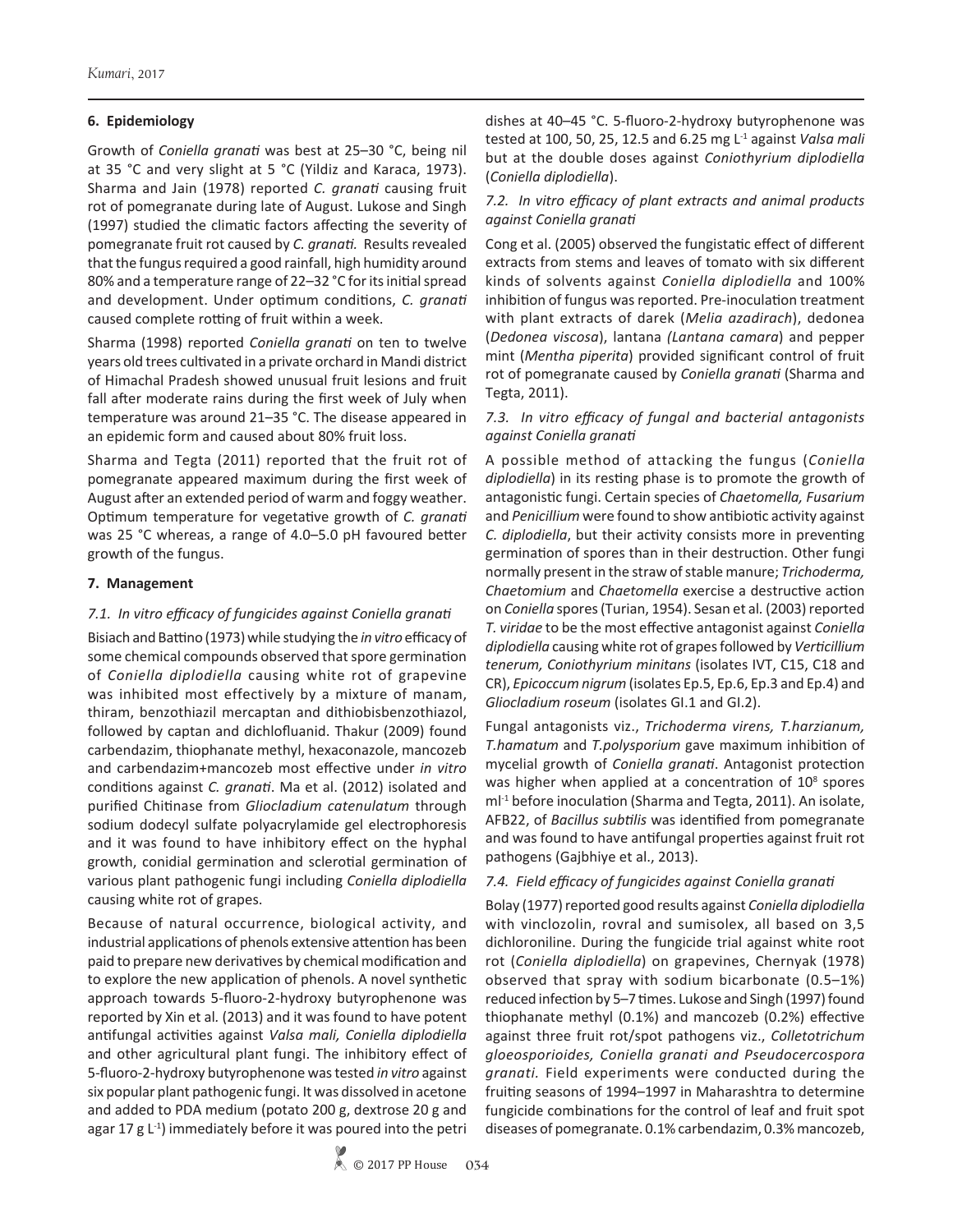## 6. Epidemiology

Growth of *Coniella granati* was best at 25–30 °C, being nil at 35 °C and very slight at 5 °C (Yildiz and Karaca, 1973). Sharma and Jain (1978) reported *C. granati* causing fruit rot of pomegranate during late of August. Lukose and Singh (1997) studied the climatic factors affecting the severity of pomegranate fruit rot caused by *C. granati*. Results revealed that the fungus required a good rainfall, high humidity around 80% and a temperature range of 22–32 °C for its initial spread and development. Under optimum conditions, *C. granati* caused complete rotting of fruit within a week.

Sharma (1998) reported *Coniella granati* on ten to twelve years old trees cultivated in a private orchard in Mandi district of Himachal Pradesh showed unusual fruit lesions and fruit fall after moderate rains during the first week of July when temperature was around 21–35 °C. The disease appeared in an epidemic form and caused about 80% fruit loss.

Sharma and Tegta (2011) reported that the fruit rot of pomegranate appeared maximum during the first week of August after an extended period of warm and foggy weather. Optimum temperature for vegetative growth of *C. granati* was 25 °C whereas, a range of 4.0–5.0 pH favoured better growth of the fungus.

## 7. Management

### *7.1. In vitro efficacy of fungicides against Coniella granati*

Bisiach and Battino (1973) while studying the *in vitro* efficacy of some chemical compounds observed that spore germination of *Coniella diplodiella* causing white rot of grapevine was inhibited most effectively by a mixture of manam, thiram, benzothiazil mercaptan and dithiobisbenzothiazol, followed by captan and dichlofluanid. Thakur (2009) found carbendazim, thiophanate methyl, hexaconazole, mancozeb and carbendazim+mancozeb most effective under *in vitro* conditions against *C. granati*. Ma et al. (2012) isolated and purified Chitinase from *Gliocladium catenulatum* through sodium dodecyl sulfate polyacrylamide gel electrophoresis and it was found to have inhibitory effect on the hyphal growth, conidial germination and sclerotial germination of various plant pathogenic fungi including *Coniella diplodiella* causing white rot of grapes.

Because of natural occurrence, biological activity, and industrial applications of phenols extensive attention has been paid to prepare new derivatives by chemical modification and to explore the new application of phenols. A novel synthetic approach towards 5-fluoro-2-hydroxy butyrophenone was reported by Xin et al. (2013) and it was found to have potent antifungal activities against *Valsa mali, Coniella diplodiella* and other agricultural plant fungi. The inhibitory effect of 5-fluoro-2-hydroxy butyrophenone was tested *in vitro* against six popular plant pathogenic fungi. It was dissolved in acetone and added to PDA medium (potato 200 g, dextrose 20 g and agar 17 g $L^{-1}$) immediately before it was poured into the petri dishes at 40–45 °C. 5-fluoro-2-hydroxy butyrophenone was tested at 100, 50, 25, 12.5 and 6.25 mg $L^{-1}$ against *Valsa mali* but at the double doses against *Coniothyrium diplodiella* (*Coniella diplodiella*).

### *7.2. In vitro efficacy of plant extracts and animal products against Coniella granati*

Cong et al. (2005) observed the fungistatic effect of different extracts from stems and leaves of tomato with six different kinds of solvents against *Coniella diplodiella* and 100% inhibition of fungus was reported. Pre-inoculation treatment with plant extracts of darek (*Melia azadirach*), dedonea (*Dedonea viscosa*), lantana *(Lantana camara*) and pepper mint (*Mentha piperita*) provided significant control of fruit rot of pomegranate caused by *Coniella granati* (Sharma and Tegta, 2011).

### *7.3. In vitro efficacy of fungal and bacterial antagonists against Coniella granati*

A possible method of attacking the fungus (*Coniella diplodiella*) in its resting phase is to promote the growth of antagonistic fungi. Certain species of *Chaetomella, Fusarium* and *Penicillium* were found to show antibiotic activity against *C. diplodiella*, but their activity consists more in preventing germination of spores than in their destruction. Other fungi normally present in the straw of stable manure; *Trichoderma, Chaetomium* and *Chaetomella* exercise a destructive action on *Coniella* spores (Turian, 1954). Sesan et al. (2003) reported *T. viridae* to be the most effective antagonist against *Coniella diplodiella* causing white rot of grapes followed by *Verticillium tenerum, Coniothyrium minitans* (isolates IVT, C15, C18 and CR), *Epicoccum nigrum* (isolates Ep.5, Ep.6, Ep.3 and Ep.4) and *Gliocladium roseum* (isolates Gl.1 and Gl.2).

Fungal antagonists viz., *Trichoderma virens, T.harzianum, T.hamatum* and *T.polysporium* gave maximum inhibition of mycelial growth of *Coniella granati*. Antagonist protection was higher when applied at a concentration of $10^8$ spores $ml^{-1}$ before inoculation (Sharma and Tegta, 2011). An isolate, AFB22, of *Bacillus subtilis* was identified from pomegranate and was found to have antifungal properties against fruit rot pathogens (Gajbhiye et al., 2013).

### *7.4. Field efficacy of fungicides against Coniella granati*

Bolay (1977) reported good results against *Coniella diplodiella* with vinclozolin, rovral and sumisolex, all based on 3,5 dichloroniline. During the fungicide trial against white root rot (*Coniella diplodiella*) on grapevines, Chernyak (1978) observed that spray with sodium bicarbonate (0.5–1%) reduced infection by 5–7 times. Lukose and Singh (1997) found thiophanate methyl (0.1%) and mancozeb (0.2%) effective against three fruit rot/spot pathogens viz., *Colletotrichum gloeosporioides, Coniella granati and Pseudocercospora granati*. Field experiments were conducted during the fruiting seasons of 1994–1997 in Maharashtra to determine fungicide combinations for the control of leaf and fruit spot diseases of pomegranate. 0.1% carbendazim, 0.3% mancozeb,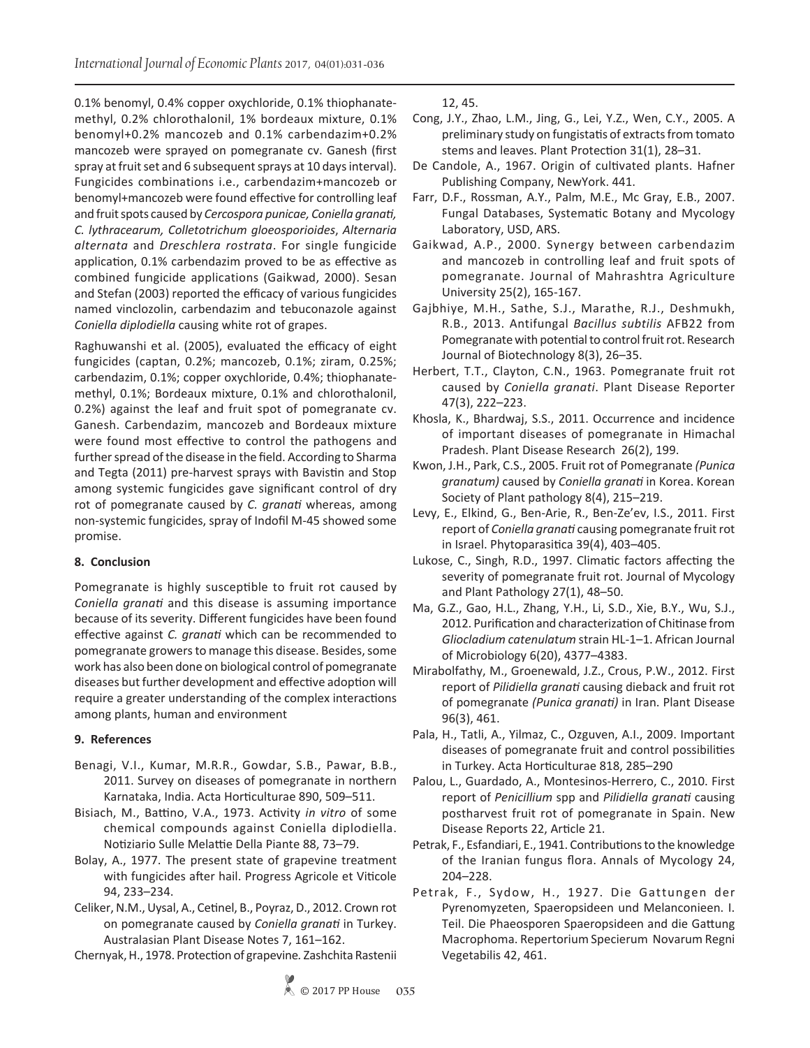0.1% benomyl, 0.4% copper oxychloride, 0.1% thiophanate-methyl, 0.2% chlorothalonil, 1% bordeaux mixture, 0.1% benomyl+0.2% mancozeb and 0.1% carbendazim+0.2% mancozeb were sprayed on pomegranate cv. Ganesh (first spray at fruit set and 6 subsequent sprays at 10 days interval). Fungicides combinations i.e., carbendazim+mancozeb or benomyl+mancozeb were found effective for controlling leaf and fruit spots caused by *Cercospora punicae, Coniella granati, C. lythracearum, Colletotrichum gloeosporioides*, *Alternaria alternata* and *Dreschlera rostrata*. For single fungicide application, 0.1% carbendazim proved to be as effective as combined fungicide applications (Gaikwad, 2000). Sesan and Stefan (2003) reported the efficacy of various fungicides named vinclozolin, carbendazim and tebuconazole against *Coniella diplodiella* causing white rot of grapes.

Raghuwanshi et al. (2005), evaluated the efficacy of eight fungicides (captan, 0.2%; mancozeb, 0.1%; ziram, 0.25%; carbendazim, 0.1%; copper oxychloride, 0.4%; thiophanate-methyl, 0.1%; Bordeaux mixture, 0.1% and chlorothalonil, 0.2%) against the leaf and fruit spot of pomegranate cv. Ganesh. Carbendazim, mancozeb and Bordeaux mixture were found most effective to control the pathogens and further spread of the disease in the field. According to Sharma and Tegta (2011) pre-harvest sprays with Bavistin and Stop among systemic fungicides gave significant control of dry rot of pomegranate caused by *C. granati* whereas, among non-systemic fungicides, spray of Indofil M-45 showed some promise.

## 8. Conclusion

Pomegranate is highly susceptible to fruit rot caused by *Coniella granati* and this disease is assuming importance because of its severity. Different fungicides have been found effective against *C. granati* which can be recommended to pomegranate growers to manage this disease. Besides, some work has also been done on biological control of pomegranate diseases but further development and effective adoption will require a greater understanding of the complex interactions among plants, human and environment

## 9. References

Benagi, V.I., Kumar, M.R.R., Gowdar, S.B., Pawar, B.B., 2011. Survey on diseases of pomegranate in northern Karnataka, India. Acta Horticulturae 890, 509–511.

Bisiach, M., Battino, V.A., 1973. Activity *in vitro* of some chemical compounds against Coniella diplodiella. Notiziario Sulle Melattie Della Piante 88, 73–79.

Bolay, A., 1977. The present state of grapevine treatment with fungicides after hail. Progress Agricole et Viticole 94, 233–234.

Celiker, N.M., Uysal, A., Cetinel, B., Poyraz, D., 2012. Crown rot on pomegranate caused by *Coniella granati* in Turkey. Australasian Plant Disease Notes 7, 161–162.

Chernyak, H., 1978. Protection of grapevine. Zashchita Rastenii 12, 45.

Cong, J.Y., Zhao, L.M., Jing, G., Lei, Y.Z., Wen, C.Y., 2005. A preliminary study on fungistatis of extracts from tomato stems and leaves. Plant Protection 31(1), 28–31.

De Candole, A., 1967. Origin of cultivated plants. Hafner Publishing Company, NewYork. 441.

Farr, D.F., Rossman, A.Y., Palm, M.E., Mc Gray, E.B., 2007. Fungal Databases, Systematic Botany and Mycology Laboratory, USD, ARS.

Gaikwad, A.P., 2000. Synergy between carbendazim and mancozeb in controlling leaf and fruit spots of pomegranate. Journal of Mahrashtra Agriculture University 25(2), 165-167.

Gajbhiye, M.H., Sathe, S.J., Marathe, R.J., Deshmukh, R.B., 2013. Antifungal *Bacillus subtilis* AFB22 from Pomegranate with potential to control fruit rot. Research Journal of Biotechnology 8(3), 26–35.

Herbert, T.T., Clayton, C.N., 1963. Pomegranate fruit rot caused by *Coniella granati*. Plant Disease Reporter 47(3), 222–223.

Khosla, K., Bhardwaj, S.S., 2011. Occurrence and incidence of important diseases of pomegranate in Himachal Pradesh. Plant Disease Research 26(2), 199.

Kwon, J.H., Park, C.S., 2005. Fruit rot of Pomegranate *(Punica granatum)* caused by *Coniella granati* in Korea. Korean Society of Plant pathology 8(4), 215–219.

Levy, E., Elkind, G., Ben-Arie, R., Ben-Ze'ev, I.S., 2011. First report of *Coniella granati* causing pomegranate fruit rot in Israel. Phytoparasitica 39(4), 403–405.

Lukose, C., Singh, R.D., 1997. Climatic factors affecting the severity of pomegranate fruit rot. Journal of Mycology and Plant Pathology 27(1), 48–50.

Ma, G.Z., Gao, H.L., Zhang, Y.H., Li, S.D., Xie, B.Y., Wu, S.J., 2012. Purification and characterization of Chitinase from *Gliocladium catenulatum* strain HL-1–1. African Journal of Microbiology 6(20), 4377–4383.

Mirabolfathy, M., Groenewald, J.Z., Crous, P.W., 2012. First report of *Pilidiella granati* causing dieback and fruit rot of pomegranate *(Punica granati)* in Iran. Plant Disease 96(3), 461.

Pala, H., Tatli, A., Yilmaz, C., Ozguven, A.I., 2009. Important diseases of pomegranate fruit and control possibilities in Turkey. Acta Horticulturae 818, 285–290

Palou, L., Guardado, A., Montesinos-Herrero, C., 2010. First report of *Penicillium* spp and *Pilidiella granati* causing postharvest fruit rot of pomegranate in Spain. New Disease Reports 22, Article 21.

Petrak, F., Esfandiari, E., 1941. Contributions to the knowledge of the Iranian fungus flora. Annals of Mycology 24, 204–228.

Petrak, F., Sydow, H., 1927. Die Gattungen der Pyrenomyzeten, Spaeropsideen und Melanconieen. I. Teil. Die Phaeosporen Spaeropsideen and die Gattung Macrophoma. Repertorium Specierum Novarum Regni Vegetabilis 42, 461.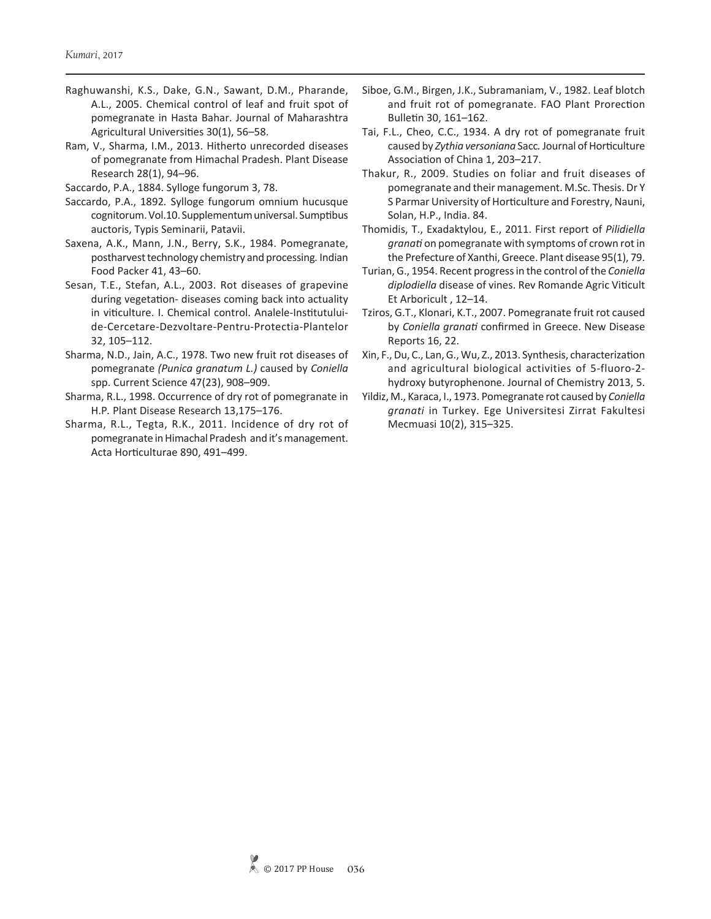Raghuwanshi, K.S., Dake, G.N., Sawant, D.M., Pharande, A.L., 2005. Chemical control of leaf and fruit spot of pomegranate in Hasta Bahar. Journal of Maharashtra Agricultural Universities 30(1), 56–58.

Ram, V., Sharma, I.M., 2013. Hitherto unrecorded diseases of pomegranate from Himachal Pradesh. Plant Disease Research 28(1), 94–96.

Saccardo, P.A., 1884. Sylloge fungorum 3, 78.

Saccardo, P.A., 1892. Sylloge fungorum omnium hucusque cognitorum. Vol.10. Supplementum universal. Sumptibus auctoris, Typis Seminarii, Patavii.

Saxena, A.K., Mann, J.N., Berry, S.K., 1984. Pomegranate, postharvest technology chemistry and processing. Indian Food Packer 41, 43–60.

Sesan, T.E., Stefan, A.L., 2003. Rot diseases of grapevine during vegetation- diseases coming back into actuality in viticulture. I. Chemical control. Analele-Institutuluide-Cercetare-Dezvoltare-Pentru-Protectia-Plantelor 32, 105–112.

Sharma, N.D., Jain, A.C., 1978. Two new fruit rot diseases of pomegranate *(Punica granatum L.)* caused by *Coniella* spp. Current Science 47(23), 908–909.

Sharma, R.L., 1998. Occurrence of dry rot of pomegranate in H.P. Plant Disease Research 13,175–176.

Sharma, R.L., Tegta, R.K., 2011. Incidence of dry rot of pomegranate in Himachal Pradesh and it's management. Acta Horticulturae 890, 491–499.

Siboe, G.M., Birgen, J.K., Subramaniam, V., 1982. Leaf blotch and fruit rot of pomegranate. FAO Plant Prorection Bulletin 30, 161–162.

Tai, F.L., Cheo, C.C., 1934. A dry rot of pomegranate fruit caused by *Zythia versoniana* Sacc. Journal of Horticulture Association of China 1, 203–217.

Thakur, R., 2009. Studies on foliar and fruit diseases of pomegranate and their management. M.Sc. Thesis. Dr Y S Parmar University of Horticulture and Forestry, Nauni, Solan, H.P., India. 84.

Thomidis, T., Exadaktylou, E., 2011. First report of *Pilidiella granati* on pomegranate with symptoms of crown rot in the Prefecture of Xanthi, Greece. Plant disease 95(1), 79.

Turian, G., 1954. Recent progress in the control of the *Coniella diplodiella* disease of vines. Rev Romande Agric Viticult Et Arboricult , 12–14.

Tziros, G.T., Klonari, K.T., 2007. Pomegranate fruit rot caused by *Coniella granati* confirmed in Greece. New Disease Reports 16, 22.

Xin, F., Du, C., Lan, G., Wu, Z., 2013. Synthesis, characterization and agricultural biological activities of 5-fluoro-2-hydroxy butyrophenone. Journal of Chemistry 2013, 5.

Yildiz, M., Karaca, I., 1973. Pomegranate rot caused by *Coniella granati* in Turkey. Ege Universitesi Zirrat Fakultesi Mecmuasi 10(2), 315–325.